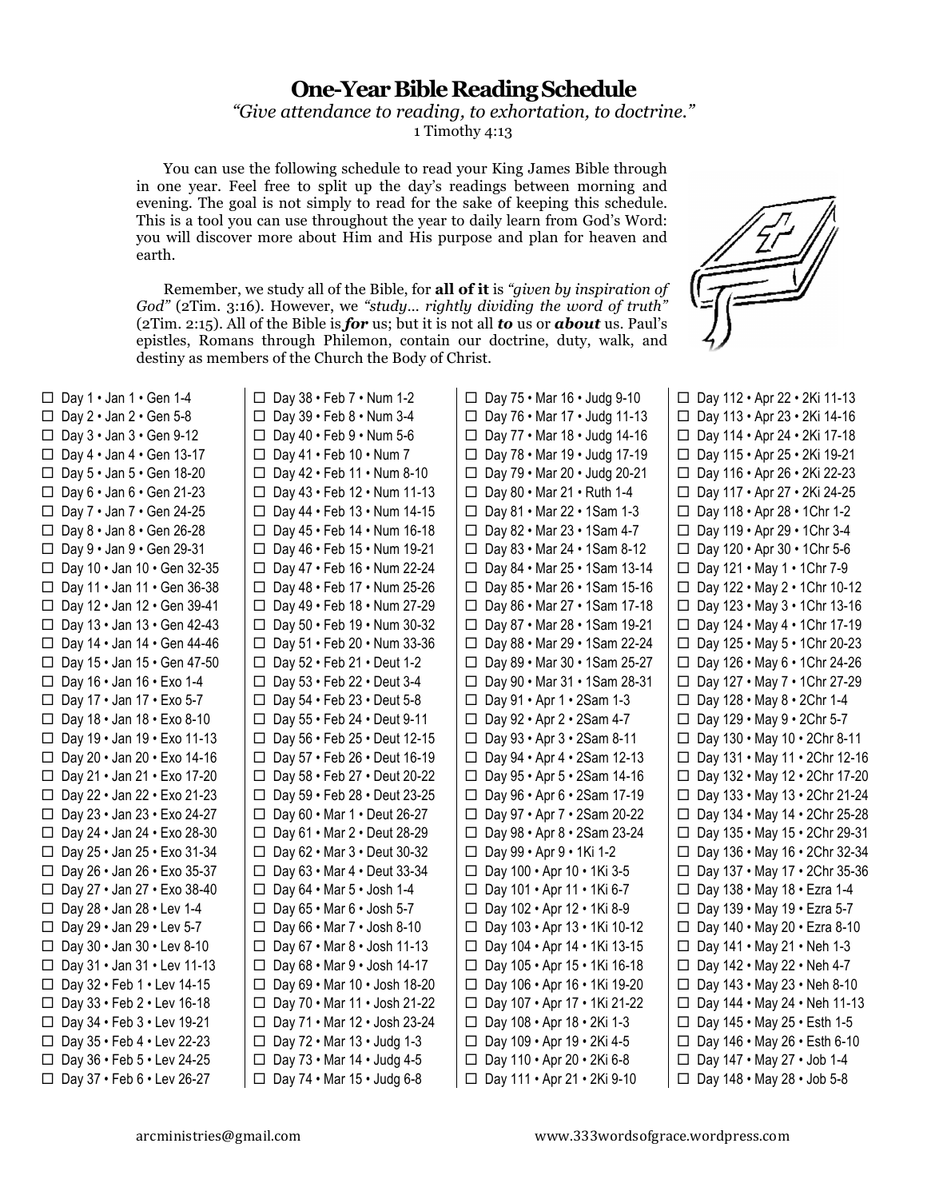# One-Year Bible Reading Schedule

*"Give attendance to reading, to exhortation, to doctrine."*
1 Timothy 4:13

You can use the following schedule to read your King James Bible through in one year. Feel free to split up the day's readings between morning and evening. The goal is not simply to read for the sake of keeping this schedule. This is a tool you can use throughout the year to daily learn from God's Word: you will discover more about Him and His purpose and plan for heaven and earth.

Remember, we study all of the Bible, for **all of it** is *"given by inspiration of God"* (2Tim. 3:16). However, we *"study… rightly dividing the word of truth"* (2Tim. 2:15). All of the Bible is ***for*** us; but it is not all ***to*** us or ***about*** us. Paul's epistles, Romans through Philemon, contain our doctrine, duty, walk, and destiny as members of the Church the Body of Christ.

- ☐ Day 1 • Jan 1 • Gen 1-4
- ☐ Day 2 • Jan 2 • Gen 5-8
- ☐ Day 3 • Jan 3 • Gen 9-12
- ☐ Day 4 • Jan 4 • Gen 13-17
- ☐ Day 5 • Jan 5 • Gen 18-20
- ☐ Day 6 • Jan 6 • Gen 21-23
- ☐ Day 7 • Jan 7 • Gen 24-25
- ☐ Day 8 • Jan 8 • Gen 26-28
- ☐ Day 9 • Jan 9 • Gen 29-31
- ☐ Day 10 • Jan 10 • Gen 32-35
- ☐ Day 11 • Jan 11 • Gen 36-38
- ☐ Day 12 • Jan 12 • Gen 39-41
- ☐ Day 13 • Jan 13 • Gen 42-43
- ☐ Day 14 • Jan 14 • Gen 44-46
- ☐ Day 15 • Jan 15 • Gen 47-50
- ☐ Day 16 • Jan 16 • Exo 1-4
- ☐ Day 17 • Jan 17 • Exo 5-7
- ☐ Day 18 • Jan 18 • Exo 8-10
- ☐ Day 19 • Jan 19 • Exo 11-13
- ☐ Day 20 • Jan 20 • Exo 14-16
- ☐ Day 21 • Jan 21 • Exo 17-20
- ☐ Day 22 • Jan 22 • Exo 21-23
- ☐ Day 23 • Jan 23 • Exo 24-27
- ☐ Day 24 • Jan 24 • Exo 28-30
- ☐ Day 25 • Jan 25 • Exo 31-34
- ☐ Day 26 • Jan 26 • Exo 35-37
- ☐ Day 27 • Jan 27 • Exo 38-40
- ☐ Day 28 • Jan 28 • Lev 1-4
- ☐ Day 29 • Jan 29 • Lev 5-7
- ☐ Day 30 • Jan 30 • Lev 8-10
- ☐ Day 31 • Jan 31 • Lev 11-13
- ☐ Day 32 • Feb 1 • Lev 14-15
- ☐ Day 33 • Feb 2 • Lev 16-18
- ☐ Day 34 • Feb 3 • Lev 19-21
- ☐ Day 35 • Feb 4 • Lev 22-23
- ☐ Day 36 • Feb 5 • Lev 24-25
- ☐ Day 37 • Feb 6 • Lev 26-27
- ☐ Day 38 • Feb 7 • Num 1-2
- ☐ Day 39 • Feb 8 • Num 3-4
- ☐ Day 40 • Feb 9 • Num 5-6
- ☐ Day 41 • Feb 10 • Num 7
- ☐ Day 42 • Feb 11 • Num 8-10
- ☐ Day 43 • Feb 12 • Num 11-13
- ☐ Day 44 • Feb 13 • Num 14-15
- ☐ Day 45 • Feb 14 • Num 16-18
- ☐ Day 46 • Feb 15 • Num 19-21
- ☐ Day 47 • Feb 16 • Num 22-24
- ☐ Day 48 • Feb 17 • Num 25-26
- ☐ Day 49 • Feb 18 • Num 27-29
- ☐ Day 50 • Feb 19 • Num 30-32
- ☐ Day 51 • Feb 20 • Num 33-36
- ☐ Day 52 • Feb 21 • Deut 1-2
- ☐ Day 53 • Feb 22 • Deut 3-4
- ☐ Day 54 • Feb 23 • Deut 5-8
- ☐ Day 55 • Feb 24 • Deut 9-11
- ☐ Day 56 • Feb 25 • Deut 12-15
- ☐ Day 57 • Feb 26 • Deut 16-19
- ☐ Day 58 • Feb 27 • Deut 20-22
- ☐ Day 59 • Feb 28 • Deut 23-25
- ☐ Day 60 • Mar 1 • Deut 26-27
- ☐ Day 61 • Mar 2 • Deut 28-29
- ☐ Day 62 • Mar 3 • Deut 30-32
- ☐ Day 63 • Mar 4 • Deut 33-34
- ☐ Day 64 • Mar 5 • Josh 1-4
- ☐ Day 65 • Mar 6 • Josh 5-7
- ☐ Day 66 • Mar 7 • Josh 8-10
- ☐ Day 67 • Mar 8 • Josh 11-13
- ☐ Day 68 • Mar 9 • Josh 14-17
- ☐ Day 69 • Mar 10 • Josh 18-20
- ☐ Day 70 • Mar 11 • Josh 21-22
- ☐ Day 71 • Mar 12 • Josh 23-24
- ☐ Day 72 • Mar 13 • Judg 1-3
- ☐ Day 73 • Mar 14 • Judg 4-5
- ☐ Day 74 • Mar 15 • Judg 6-8
- ☐ Day 75 • Mar 16 • Judg 9-10
- ☐ Day 76 • Mar 17 • Judg 11-13
- ☐ Day 77 • Mar 18 • Judg 14-16
- ☐ Day 78 • Mar 19 • Judg 17-19
- ☐ Day 79 • Mar 20 • Judg 20-21
- ☐ Day 80 • Mar 21 • Ruth 1-4
- ☐ Day 81 • Mar 22 • 1Sam 1-3
- ☐ Day 82 • Mar 23 • 1Sam 4-7
- ☐ Day 83 • Mar 24 • 1Sam 8-12
- ☐ Day 84 • Mar 25 • 1Sam 13-14
- ☐ Day 85 • Mar 26 • 1Sam 15-16
- ☐ Day 86 • Mar 27 • 1Sam 17-18
- ☐ Day 87 • Mar 28 • 1Sam 19-21
- ☐ Day 88 • Mar 29 • 1Sam 22-24
- ☐ Day 89 • Mar 30 • 1Sam 25-27
- ☐ Day 90 • Mar 31 • 1Sam 28-31
- ☐ Day 91 • Apr 1 • 2Sam 1-3
- ☐ Day 92 • Apr 2 • 2Sam 4-7
- ☐ Day 93 • Apr 3 • 2Sam 8-11
- ☐ Day 94 • Apr 4 • 2Sam 12-13
- ☐ Day 95 • Apr 5 • 2Sam 14-16
- ☐ Day 96 • Apr 6 • 2Sam 17-19
- ☐ Day 97 • Apr 7 • 2Sam 20-22
- ☐ Day 98 • Apr 8 • 2Sam 23-24
- ☐ Day 99 • Apr 9 • 1Ki 1-2
- ☐ Day 100 • Apr 10 • 1Ki 3-5
- ☐ Day 101 • Apr 11 • 1Ki 6-7
- ☐ Day 102 • Apr 12 • 1Ki 8-9
- ☐ Day 103 • Apr 13 • 1Ki 10-12
- ☐ Day 104 • Apr 14 • 1Ki 13-15
- ☐ Day 105 • Apr 15 • 1Ki 16-18
- ☐ Day 106 • Apr 16 • 1Ki 19-20
- ☐ Day 107 • Apr 17 • 1Ki 21-22
- ☐ Day 108 • Apr 18 • 2Ki 1-3
- ☐ Day 109 • Apr 19 • 2Ki 4-5
- ☐ Day 110 • Apr 20 • 2Ki 6-8
- ☐ Day 111 • Apr 21 • 2Ki 9-10
- ☐ Day 112 • Apr 22 • 2Ki 11-13
- ☐ Day 113 • Apr 23 • 2Ki 14-16
- ☐ Day 114 • Apr 24 • 2Ki 17-18
- ☐ Day 115 • Apr 25 • 2Ki 19-21
- ☐ Day 116 • Apr 26 • 2Ki 22-23
- ☐ Day 117 • Apr 27 • 2Ki 24-25
- ☐ Day 118 • Apr 28 • 1Chr 1-2
- ☐ Day 119 • Apr 29 • 1Chr 3-4
- ☐ Day 120 • Apr 30 • 1Chr 5-6
- ☐ Day 121 • May 1 • 1Chr 7-9
- ☐ Day 122 • May 2 • 1Chr 10-12
- ☐ Day 123 • May 3 • 1Chr 13-16
- ☐ Day 124 • May 4 • 1Chr 17-19
- ☐ Day 125 • May 5 • 1Chr 20-23
- ☐ Day 126 • May 6 • 1Chr 24-26
- ☐ Day 127 • May 7 • 1Chr 27-29
- ☐ Day 128 • May 8 • 2Chr 1-4
- ☐ Day 129 • May 9 • 2Chr 5-7
- ☐ Day 130 • May 10 • 2Chr 8-11
- ☐ Day 131 • May 11 • 2Chr 12-16
- ☐ Day 132 • May 12 • 2Chr 17-20
- ☐ Day 133 • May 13 • 2Chr 21-24
- ☐ Day 134 • May 14 • 2Chr 25-28
- ☐ Day 135 • May 15 • 2Chr 29-31
- ☐ Day 136 • May 16 • 2Chr 32-34
- ☐ Day 137 • May 17 • 2Chr 35-36
- ☐ Day 138 • May 18 • Ezra 1-4
- ☐ Day 139 • May 19 • Ezra 5-7
- ☐ Day 140 • May 20 • Ezra 8-10
- ☐ Day 141 • May 21 • Neh 1-3
- ☐ Day 142 • May 22 • Neh 4-7
- ☐ Day 143 • May 23 • Neh 8-10
- ☐ Day 144 • May 24 • Neh 11-13
- ☐ Day 145 • May 25 • Esth 1-5
- ☐ Day 146 • May 26 • Esth 6-10
- ☐ Day 147 • May 27 • Job 1-4
- ☐ Day 148 • May 28 • Job 5-8

arcministries@gmail.com

www.333wordsofgrace.wordpress.com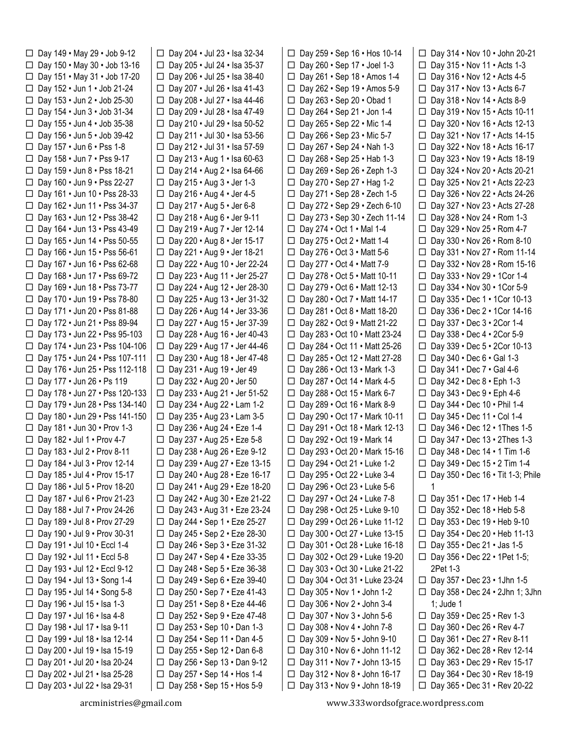- ☐ Day 149 • May 29 • Job 9-12
- ☐ Day 150 • May 30 • Job 13-16
- ☐ Day 151 • May 31 • Job 17-20
- ☐ Day 152 • Jun 1 • Job 21-24
- ☐ Day 153 • Jun 2 • Job 25-30
- ☐ Day 154 • Jun 3 • Job 31-34
- ☐ Day 155 • Jun 4 • Job 35-38
- ☐ Day 156 • Jun 5 • Job 39-42
- ☐ Day 157 • Jun 6 • Pss 1-8
- ☐ Day 158 • Jun 7 • Pss 9-17
- ☐ Day 159 • Jun 8 • Pss 18-21
- ☐ Day 160 • Jun 9 • Pss 22-27
- ☐ Day 161 • Jun 10 • Pss 28-33
- ☐ Day 162 • Jun 11 • Pss 34-37
- ☐ Day 163 • Jun 12 • Pss 38-42
- ☐ Day 164 • Jun 13 • Pss 43-49
- ☐ Day 165 • Jun 14 • Pss 50-55
- ☐ Day 166 • Jun 15 • Pss 56-61
- ☐ Day 167 • Jun 16 • Pss 62-68
- ☐ Day 168 • Jun 17 • Pss 69-72
- ☐ Day 169 • Jun 18 • Pss 73-77
- ☐ Day 170 • Jun 19 • Pss 78-80
- ☐ Day 171 • Jun 20 • Pss 81-88
- ☐ Day 172 • Jun 21 • Pss 89-94
- ☐ Day 173 • Jun 22 • Pss 95-103
- ☐ Day 174 • Jun 23 • Pss 104-106
- ☐ Day 175 • Jun 24 • Pss 107-111
- ☐ Day 176 • Jun 25 • Pss 112-118
- ☐ Day 177 • Jun 26 • Ps 119
- ☐ Day 178 • Jun 27 • Pss 120-133
- ☐ Day 179 • Jun 28 • Pss 134-140
- ☐ Day 180 • Jun 29 • Pss 141-150
- ☐ Day 181 • Jun 30 • Prov 1-3
- ☐ Day 182 • Jul 1 • Prov 4-7
- ☐ Day 183 • Jul 2 • Prov 8-11
- ☐ Day 184 • Jul 3 • Prov 12-14
- ☐ Day 185 • Jul 4 • Prov 15-17
- ☐ Day 186 • Jul 5 • Prov 18-20
- ☐ Day 187 • Jul 6 • Prov 21-23
- ☐ Day 188 • Jul 7 • Prov 24-26
- ☐ Day 189 • Jul 8 • Prov 27-29
- ☐ Day 190 • Jul 9 • Prov 30-31
- ☐ Day 191 • Jul 10 • Eccl 1-4
- ☐ Day 192 • Jul 11 • Eccl 5-8
- ☐ Day 193 • Jul 12 • Eccl 9-12
- ☐ Day 194 • Jul 13 • Song 1-4
- ☐ Day 195 • Jul 14 • Song 5-8
- ☐ Day 196 • Jul 15 • Isa 1-3
- ☐ Day 197 • Jul 16 • Isa 4-8
- ☐ Day 198 • Jul 17 • Isa 9-11
- ☐ Day 199 • Jul 18 • Isa 12-14
- ☐ Day 200 • Jul 19 • Isa 15-19
- ☐ Day 201 • Jul 20 • Isa 20-24
- ☐ Day 202 • Jul 21 • Isa 25-28
- ☐ Day 203 • Jul 22 • Isa 29-31
- ☐ Day 204 • Jul 23 • Isa 32-34
- ☐ Day 205 • Jul 24 • Isa 35-37
- ☐ Day 206 • Jul 25 • Isa 38-40
- ☐ Day 207 • Jul 26 • Isa 41-43
- ☐ Day 208 • Jul 27 • Isa 44-46
- ☐ Day 209 • Jul 28 • Isa 47-49
- ☐ Day 210 • Jul 29 • Isa 50-52
- ☐ Day 211 • Jul 30 • Isa 53-56
- ☐ Day 212 • Jul 31 • Isa 57-59
- ☐ Day 213 • Aug 1 • Isa 60-63
- ☐ Day 214 • Aug 2 • Isa 64-66
- ☐ Day 215 • Aug 3 • Jer 1-3
- ☐ Day 216 • Aug 4 • Jer 4-5
- ☐ Day 217 • Aug 5 • Jer 6-8
- ☐ Day 218 • Aug 6 • Jer 9-11
- ☐ Day 219 • Aug 7 • Jer 12-14
- ☐ Day 220 • Aug 8 • Jer 15-17
- ☐ Day 221 • Aug 9 • Jer 18-21
- ☐ Day 222 • Aug 10 • Jer 22-24
- ☐ Day 223 • Aug 11 • Jer 25-27
- ☐ Day 224 • Aug 12 • Jer 28-30
- ☐ Day 225 • Aug 13 • Jer 31-32
- ☐ Day 226 • Aug 14 • Jer 33-36
- ☐ Day 227 • Aug 15 • Jer 37-39
- ☐ Day 228 • Aug 16 • Jer 40-43
- ☐ Day 229 • Aug 17 • Jer 44-46
- ☐ Day 230 • Aug 18 • Jer 47-48
- ☐ Day 231 • Aug 19 • Jer 49
- ☐ Day 232 • Aug 20 • Jer 50
- ☐ Day 233 • Aug 21 • Jer 51-52
- ☐ Day 234 • Aug 22 • Lam 1-2
- ☐ Day 235 • Aug 23 • Lam 3-5
- ☐ Day 236 • Aug 24 • Eze 1-4
- ☐ Day 237 • Aug 25 • Eze 5-8
- ☐ Day 238 • Aug 26 • Eze 9-12
- ☐ Day 239 • Aug 27 • Eze 13-15
- ☐ Day 240 • Aug 28 • Eze 16-17
- ☐ Day 241 • Aug 29 • Eze 18-20
- ☐ Day 242 • Aug 30 • Eze 21-22
- ☐ Day 243 • Aug 31 • Eze 23-24
- ☐ Day 244 • Sep 1 • Eze 25-27
- ☐ Day 245 • Sep 2 • Eze 28-30
- ☐ Day 246 • Sep 3 • Eze 31-32
- ☐ Day 247 • Sep 4 • Eze 33-35
- ☐ Day 248 • Sep 5 • Eze 36-38
- ☐ Day 249 • Sep 6 • Eze 39-40
- ☐ Day 250 • Sep 7 • Eze 41-43
- ☐ Day 251 • Sep 8 • Eze 44-46
- ☐ Day 252 • Sep 9 • Eze 47-48
- ☐ Day 253 • Sep 10 • Dan 1-3
- ☐ Day 254 • Sep 11 • Dan 4-5
- ☐ Day 255 • Sep 12 • Dan 6-8
- ☐ Day 256 • Sep 13 • Dan 9-12
- ☐ Day 257 • Sep 14 • Hos 1-4
- ☐ Day 258 • Sep 15 • Hos 5-9
- ☐ Day 259 • Sep 16 • Hos 10-14
- ☐ Day 260 • Sep 17 • Joel 1-3
- ☐ Day 261 • Sep 18 • Amos 1-4
- ☐ Day 262 • Sep 19 • Amos 5-9
- ☐ Day 263 • Sep 20 • Obad 1
- ☐ Day 264 • Sep 21 • Jon 1-4
- ☐ Day 265 • Sep 22 • Mic 1-4
- ☐ Day 266 • Sep 23 • Mic 5-7
- ☐ Day 267 • Sep 24 • Nah 1-3
- ☐ Day 268 • Sep 25 • Hab 1-3
- ☐ Day 269 • Sep 26 • Zeph 1-3
- ☐ Day 270 • Sep 27 • Hag 1-2
- ☐ Day 271 • Sep 28 • Zech 1-5
- ☐ Day 272 • Sep 29 • Zech 6-10
- ☐ Day 273 • Sep 30 • Zech 11-14
- ☐ Day 274 • Oct 1 • Mal 1-4
- ☐ Day 275 • Oct 2 • Matt 1-4
- ☐ Day 276 • Oct 3 • Matt 5-6
- ☐ Day 277 • Oct 4 • Matt 7-9
- ☐ Day 278 • Oct 5 • Matt 10-11
- ☐ Day 279 • Oct 6 • Matt 12-13
- ☐ Day 280 • Oct 7 • Matt 14-17
- ☐ Day 281 • Oct 8 • Matt 18-20
- ☐ Day 282 • Oct 9 • Matt 21-22
- ☐ Day 283 • Oct 10 • Matt 23-24
- ☐ Day 284 • Oct 11 • Matt 25-26
- ☐ Day 285 • Oct 12 • Matt 27-28
- ☐ Day 286 • Oct 13 • Mark 1-3
- ☐ Day 287 • Oct 14 • Mark 4-5
- ☐ Day 288 • Oct 15 • Mark 6-7
- ☐ Day 289 • Oct 16 • Mark 8-9
- ☐ Day 290 • Oct 17 • Mark 10-11
- ☐ Day 291 • Oct 18 • Mark 12-13
- ☐ Day 292 • Oct 19 • Mark 14
- ☐ Day 293 • Oct 20 • Mark 15-16
- ☐ Day 294 • Oct 21 • Luke 1-2
- ☐ Day 295 • Oct 22 • Luke 3-4
- ☐ Day 296 • Oct 23 • Luke 5-6
- ☐ Day 297 • Oct 24 • Luke 7-8
- ☐ Day 298 • Oct 25 • Luke 9-10
- ☐ Day 299 • Oct 26 • Luke 11-12
- ☐ Day 300 • Oct 27 • Luke 13-15
- ☐ Day 301 • Oct 28 • Luke 16-18
- ☐ Day 302 • Oct 29 • Luke 19-20
- ☐ Day 303 • Oct 30 • Luke 21-22
- ☐ Day 304 • Oct 31 • Luke 23-24
- ☐ Day 305 • Nov 1 • John 1-2
- ☐ Day 306 • Nov 2 • John 3-4
- ☐ Day 307 • Nov 3 • John 5-6
- ☐ Day 308 • Nov 4 • John 7-8
- ☐ Day 309 • Nov 5 • John 9-10
- ☐ Day 310 • Nov 6 • John 11-12
- ☐ Day 311 • Nov 7 • John 13-15
- ☐ Day 312 • Nov 8 • John 16-17
- ☐ Day 313 • Nov 9 • John 18-19
- ☐ Day 314 • Nov 10 • John 20-21
- ☐ Day 315 • Nov 11 • Acts 1-3
- ☐ Day 316 • Nov 12 • Acts 4-5
- ☐ Day 317 • Nov 13 • Acts 6-7
- ☐ Day 318 • Nov 14 • Acts 8-9
- ☐ Day 319 • Nov 15 • Acts 10-11
- ☐ Day 320 • Nov 16 • Acts 12-13
- ☐ Day 321 • Nov 17 • Acts 14-15
- ☐ Day 322 • Nov 18 • Acts 16-17
- ☐ Day 323 • Nov 19 • Acts 18-19
- ☐ Day 324 • Nov 20 • Acts 20-21
- ☐ Day 325 • Nov 21 • Acts 22-23
- ☐ Day 326 • Nov 22 • Acts 24-26
- ☐ Day 327 • Nov 23 • Acts 27-28
- ☐ Day 328 • Nov 24 • Rom 1-3
- ☐ Day 329 • Nov 25 • Rom 4-7
- ☐ Day 330 • Nov 26 • Rom 8-10
- ☐ Day 331 • Nov 27 • Rom 11-14
- ☐ Day 332 • Nov 28 • Rom 15-16
- ☐ Day 333 • Nov 29 • 1Cor 1-4
- ☐ Day 334 • Nov 30 • 1Cor 5-9
- ☐ Day 335 • Dec 1 • 1Cor 10-13
- ☐ Day 336 • Dec 2 • 1Cor 14-16
- ☐ Day 337 • Dec 3 • 2Cor 1-4
- ☐ Day 338 • Dec 4 • 2Cor 5-9
- ☐ Day 339 • Dec 5 • 2Cor 10-13
- ☐ Day 340 • Dec 6 • Gal 1-3
- ☐ Day 341 • Dec 7 • Gal 4-6
- ☐ Day 342 • Dec 8 • Eph 1-3
- ☐ Day 343 • Dec 9 • Eph 4-6
- ☐ Day 344 • Dec 10 • Phil 1-4
- ☐ Day 345 • Dec 11 • Col 1-4
- ☐ Day 346 • Dec 12 • 1Thes 1-5
- ☐ Day 347 • Dec 13 • 2Thes 1-3
- ☐ Day 348 • Dec 14 • 1 Tim 1-6
- ☐ Day 349 • Dec 15 • 2 Tim 1-4
- ☐ Day 350 • Dec 16 • Tit 1-3; Phile 1
- ☐ Day 351 • Dec 17 • Heb 1-4
- ☐ Day 352 • Dec 18 • Heb 5-8
- ☐ Day 353 • Dec 19 • Heb 9-10
- ☐ Day 354 • Dec 20 • Heb 11-13
- ☐ Day 355 • Dec 21 • Jas 1-5
- ☐ Day 356 • Dec 22 • 1Pet 1-5; 2Pet 1-3
- ☐ Day 357 • Dec 23 • 1Jhn 1-5
- ☐ Day 358 • Dec 24 • 2Jhn 1; 3Jhn 1; Jude 1
- ☐ Day 359 • Dec 25 • Rev 1-3
- ☐ Day 360 • Dec 26 • Rev 4-7
- ☐ Day 361 • Dec 27 • Rev 8-11
- ☐ Day 362 • Dec 28 • Rev 12-14
- ☐ Day 363 • Dec 29 • Rev 15-17
- ☐ Day 364 • Dec 30 • Rev 18-19
- ☐ Day 365 • Dec 31 • Rev 20-22

arcministries@gmail.com www.333wordsofgrace.wordpress.com